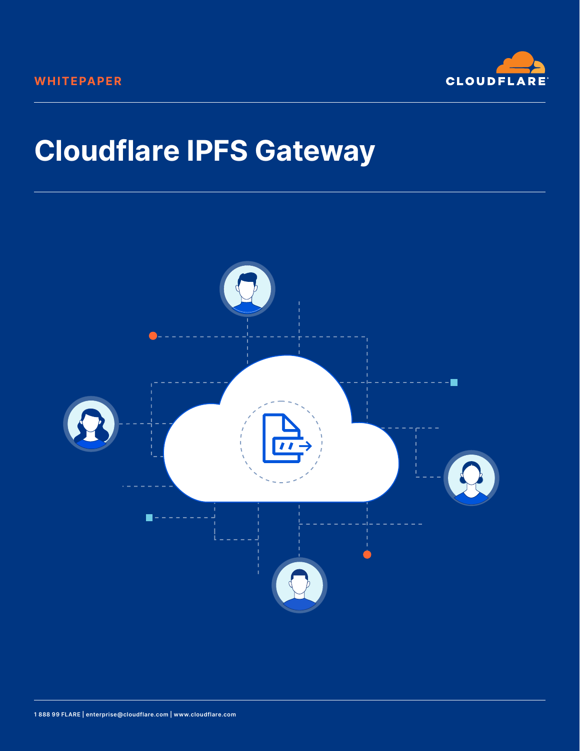WHITEPAPER

CLOUDFLARE

# Cloudflare IPFS Gateway

1 888 99 FLARE | enterprise@cloudflare.com | www.cloudflare.com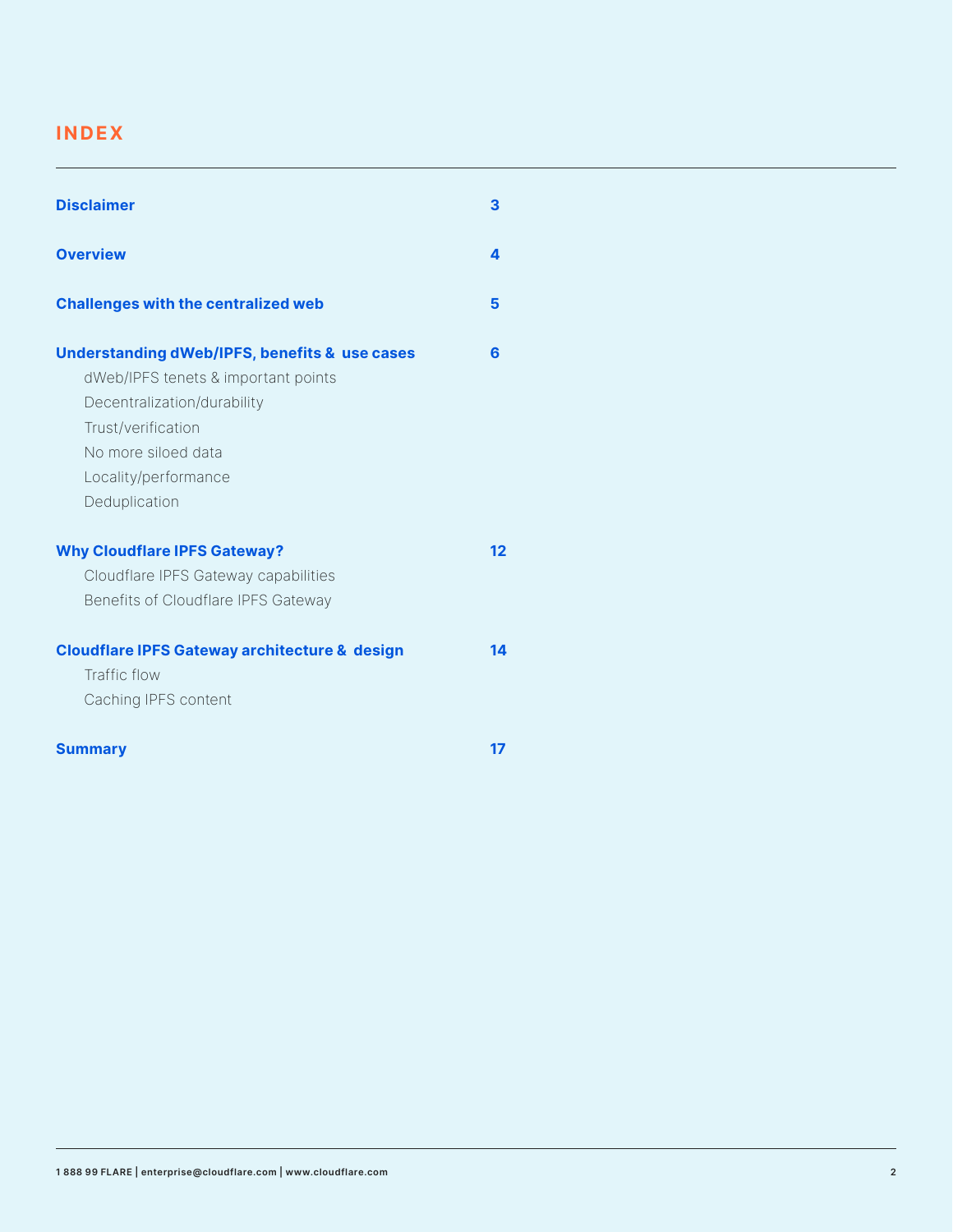# INDEX

| | |
|---|---|
| **Disclaimer** | **3** |
| **Overview** | **4** |
| **Challenges with the centralized web** | **5** |
| **Understanding dWeb/IPFS, benefits & use cases** | **6** |
| dWeb/IPFS tenets & important points | |
| Decentralization/durability | |
| Trust/verification | |
| No more siloed data | |
| Locality/performance | |
| Deduplication | |
| **Why Cloudflare IPFS Gateway?** | **12** |
| Cloudflare IPFS Gateway capabilities | |
| Benefits of Cloudflare IPFS Gateway | |
| **Cloudflare IPFS Gateway architecture & design** | **14** |
| Traffic flow | |
| Caching IPFS content | |
| **Summary** | **17** |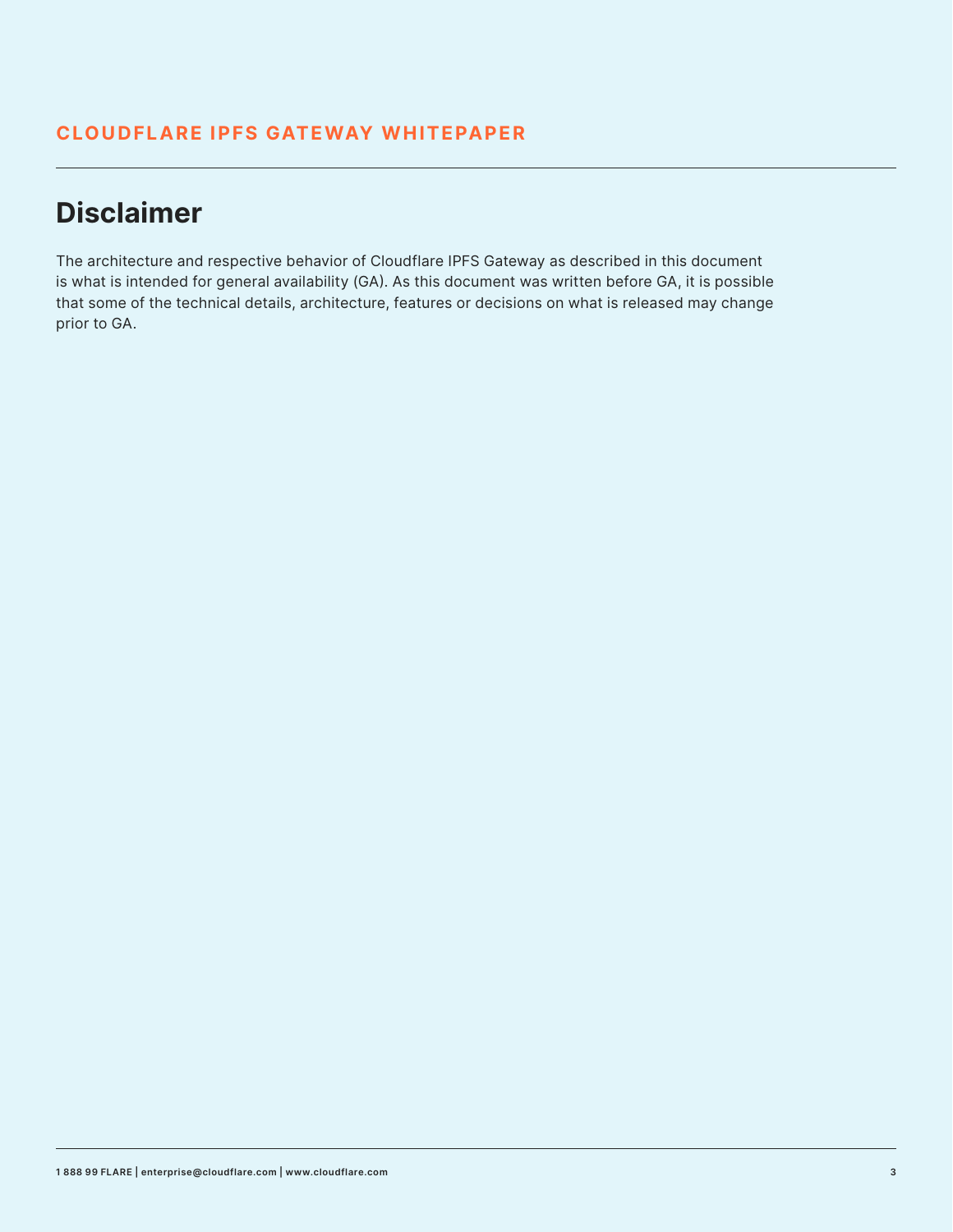## Disclaimer

The architecture and respective behavior of Cloudflare IPFS Gateway as described in this document is what is intended for general availability (GA). As this document was written before GA, it is possible that some of the technical details, architecture, features or decisions on what is released may change prior to GA.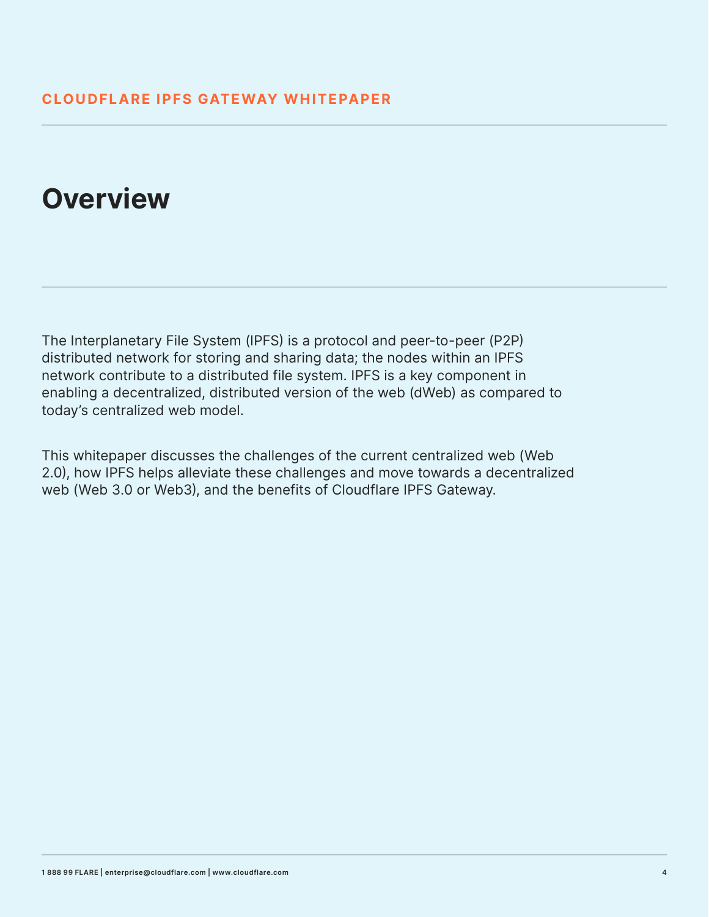# Overview

The Interplanetary File System (IPFS) is a protocol and peer-to-peer (P2P) distributed network for storing and sharing data; the nodes within an IPFS network contribute to a distributed file system. IPFS is a key component in enabling a decentralized, distributed version of the web (dWeb) as compared to today's centralized web model.

This whitepaper discusses the challenges of the current centralized web (Web 2.0), how IPFS helps alleviate these challenges and move towards a decentralized web (Web 3.0 or Web3), and the benefits of Cloudflare IPFS Gateway.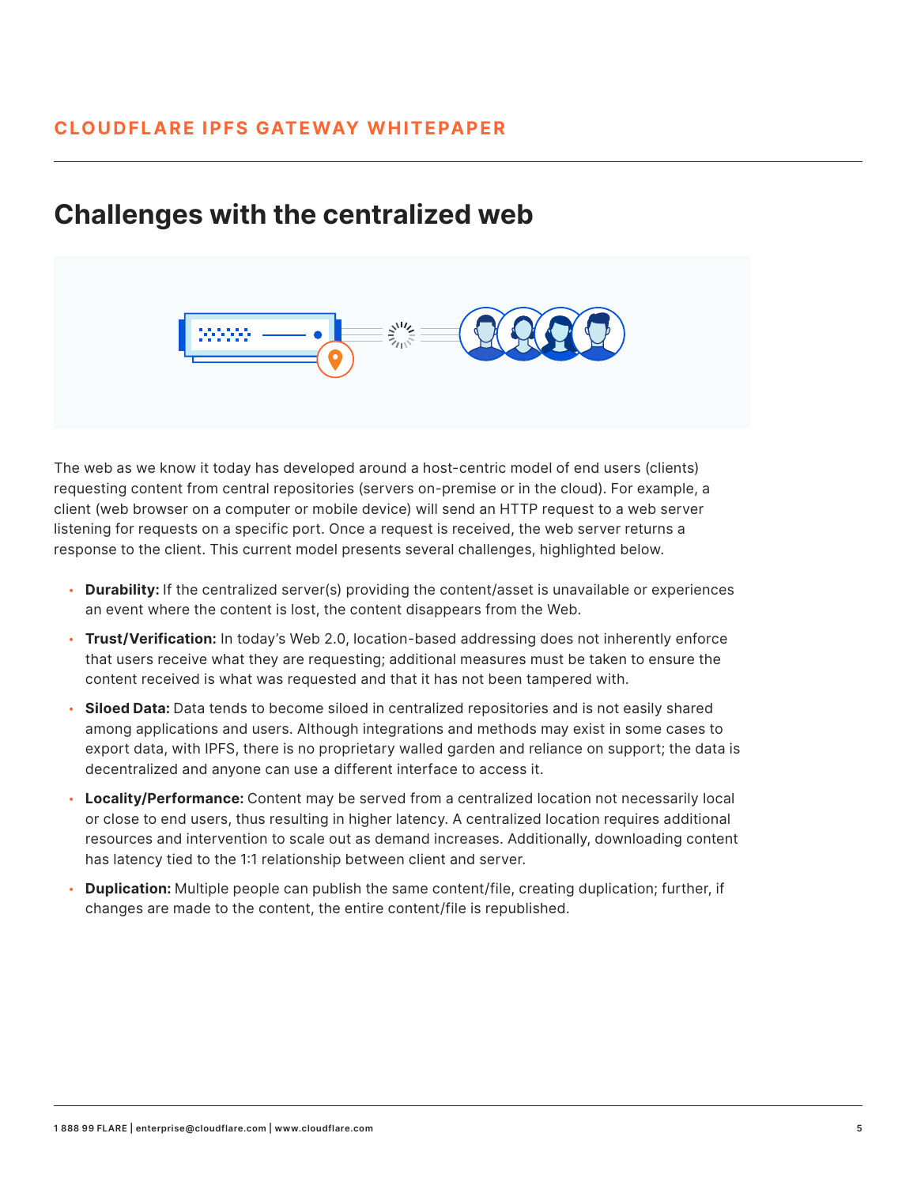## Challenges with the centralized web

The web as we know it today has developed around a host-centric model of end users (clients) requesting content from central repositories (servers on-premise or in the cloud). For example, a client (web browser on a computer or mobile device) will send an HTTP request to a web server listening for requests on a specific port. Once a request is received, the web server returns a response to the client. This current model presents several challenges, highlighted below.

- **Durability:** If the centralized server(s) providing the content/asset is unavailable or experiences an event where the content is lost, the content disappears from the Web.
- **Trust/Verification:** In today's Web 2.0, location-based addressing does not inherently enforce that users receive what they are requesting; additional measures must be taken to ensure the content received is what was requested and that it has not been tampered with.
- **Siloed Data:** Data tends to become siloed in centralized repositories and is not easily shared among applications and users. Although integrations and methods may exist in some cases to export data, with IPFS, there is no proprietary walled garden and reliance on support; the data is decentralized and anyone can use a different interface to access it.
- **Locality/Performance:** Content may be served from a centralized location not necessarily local or close to end users, thus resulting in higher latency. A centralized location requires additional resources and intervention to scale out as demand increases. Additionally, downloading content has latency tied to the 1:1 relationship between client and server.
- **Duplication:** Multiple people can publish the same content/file, creating duplication; further, if changes are made to the content, the entire content/file is republished.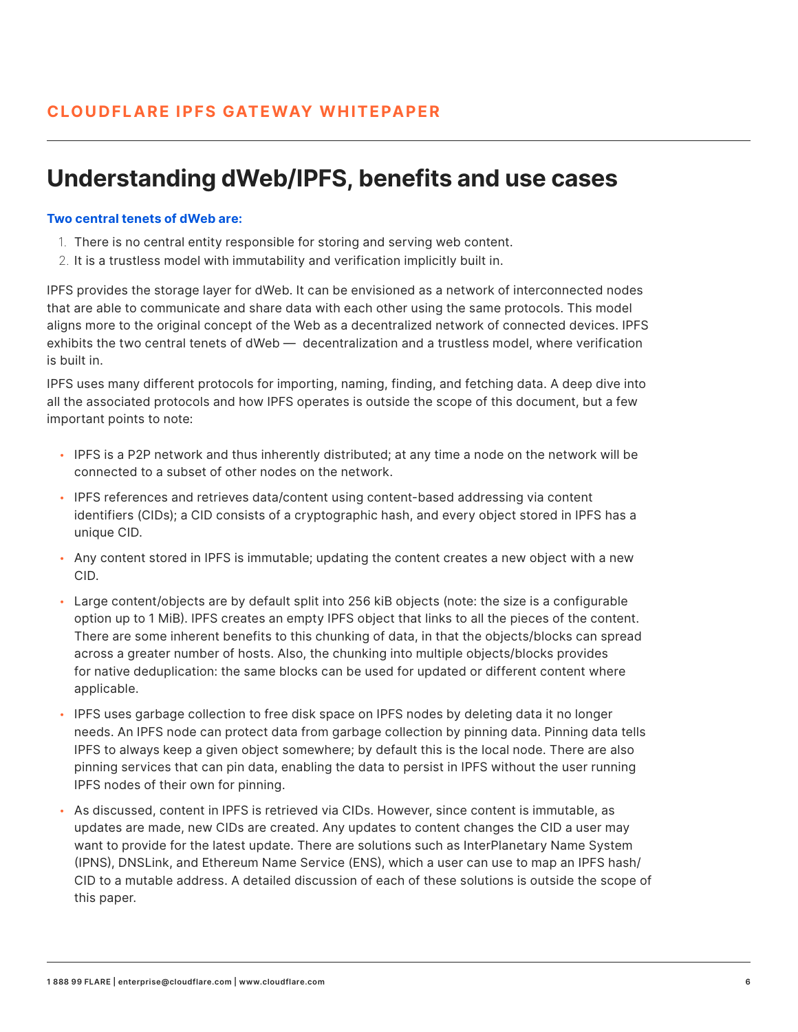## Understanding dWeb/IPFS, benefits and use cases

**Two central tenets of dWeb are:**

1. There is no central entity responsible for storing and serving web content.
2. It is a trustless model with immutability and verification implicitly built in.

IPFS provides the storage layer for dWeb. It can be envisioned as a network of interconnected nodes that are able to communicate and share data with each other using the same protocols. This model aligns more to the original concept of the Web as a decentralized network of connected devices. IPFS exhibits the two central tenets of dWeb — decentralization and a trustless model, where verification is built in.

IPFS uses many different protocols for importing, naming, finding, and fetching data. A deep dive into all the associated protocols and how IPFS operates is outside the scope of this document, but a few important points to note:

- IPFS is a P2P network and thus inherently distributed; at any time a node on the network will be connected to a subset of other nodes on the network.
- IPFS references and retrieves data/content using content-based addressing via content identifiers (CIDs); a CID consists of a cryptographic hash, and every object stored in IPFS has a unique CID.
- Any content stored in IPFS is immutable; updating the content creates a new object with a new CID.
- Large content/objects are by default split into 256 kiB objects (note: the size is a configurable option up to 1 MiB). IPFS creates an empty IPFS object that links to all the pieces of the content. There are some inherent benefits to this chunking of data, in that the objects/blocks can spread across a greater number of hosts. Also, the chunking into multiple objects/blocks provides for native deduplication: the same blocks can be used for updated or different content where applicable.
- IPFS uses garbage collection to free disk space on IPFS nodes by deleting data it no longer needs. An IPFS node can protect data from garbage collection by pinning data. Pinning data tells IPFS to always keep a given object somewhere; by default this is the local node. There are also pinning services that can pin data, enabling the data to persist in IPFS without the user running IPFS nodes of their own for pinning.
- As discussed, content in IPFS is retrieved via CIDs. However, since content is immutable, as updates are made, new CIDs are created. Any updates to content changes the CID a user may want to provide for the latest update. There are solutions such as InterPlanetary Name System (IPNS), DNSLink, and Ethereum Name Service (ENS), which a user can use to map an IPFS hash/CID to a mutable address. A detailed discussion of each of these solutions is outside the scope of this paper.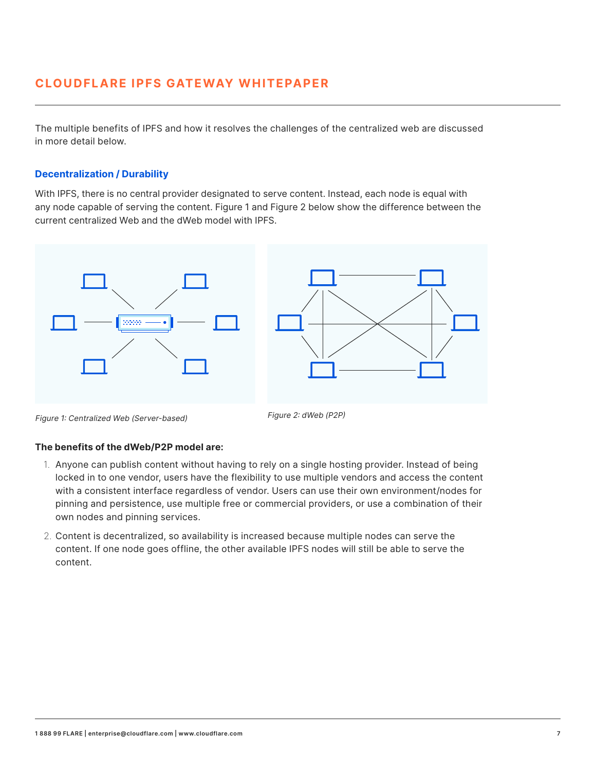The multiple benefits of IPFS and how it resolves the challenges of the centralized web are discussed in more detail below.

### Decentralization / Durability

With IPFS, there is no central provider designated to serve content. Instead, each node is equal with any node capable of serving the content. Figure 1 and Figure 2 below show the difference between the current centralized Web and the dWeb model with IPFS.

*Figure 1: Centralized Web (Server-based)*

*Figure 2: dWeb (P2P)*

**The benefits of the dWeb/P2P model are:**

1. Anyone can publish content without having to rely on a single hosting provider. Instead of being locked in to one vendor, users have the flexibility to use multiple vendors and access the content with a consistent interface regardless of vendor. Users can use their own environment/nodes for pinning and persistence, use multiple free or commercial providers, or use a combination of their own nodes and pinning services.
2. Content is decentralized, so availability is increased because multiple nodes can serve the content. If one node goes offline, the other available IPFS nodes will still be able to serve the content.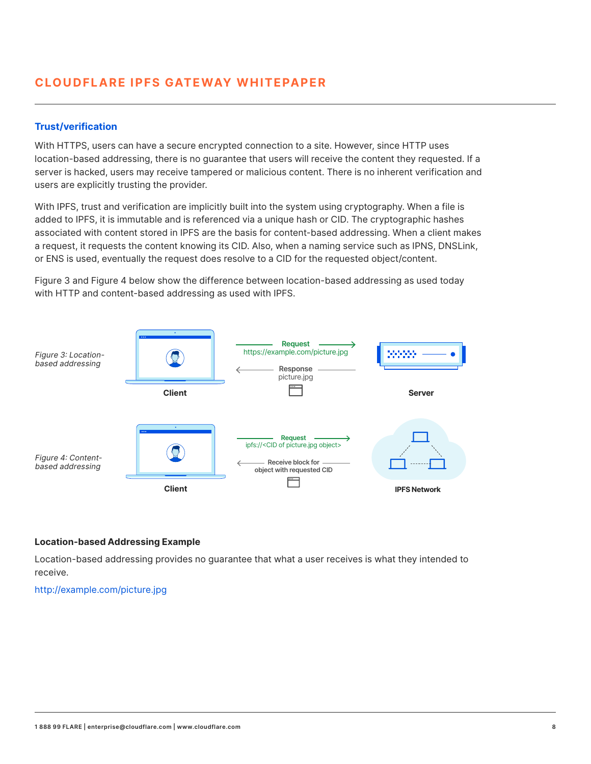## Trust/verification

With HTTPS, users can have a secure encrypted connection to a site. However, since HTTP uses location-based addressing, there is no guarantee that users will receive the content they requested. If a server is hacked, users may receive tampered or malicious content. There is no inherent verification and users are explicitly trusting the provider.

With IPFS, trust and verification are implicitly built into the system using cryptography. When a file is added to IPFS, it is immutable and is referenced via a unique hash or CID. The cryptographic hashes associated with content stored in IPFS are the basis for content-based addressing. When a client makes a request, it requests the content knowing its CID. Also, when a naming service such as IPNS, DNSLink, or ENS is used, eventually the request does resolve to a CID for the requested object/content.

Figure 3 and Figure 4 below show the difference between location-based addressing as used today with HTTP and content-based addressing as used with IPFS.

*Figure 3: Location-based addressing*

Client — Request https://example.com/picture.jpg → Server
Client ← Response picture.jpg — Server

*Figure 4: Content-based addressing*

Client — Request ipfs://<CID of picture.jpg object> → IPFS Network
Client ← Receive block for object with requested CID — IPFS Network

### Location-based Addressing Example

Location-based addressing provides no guarantee that what a user receives is what they intended to receive.

http://example.com/picture.jpg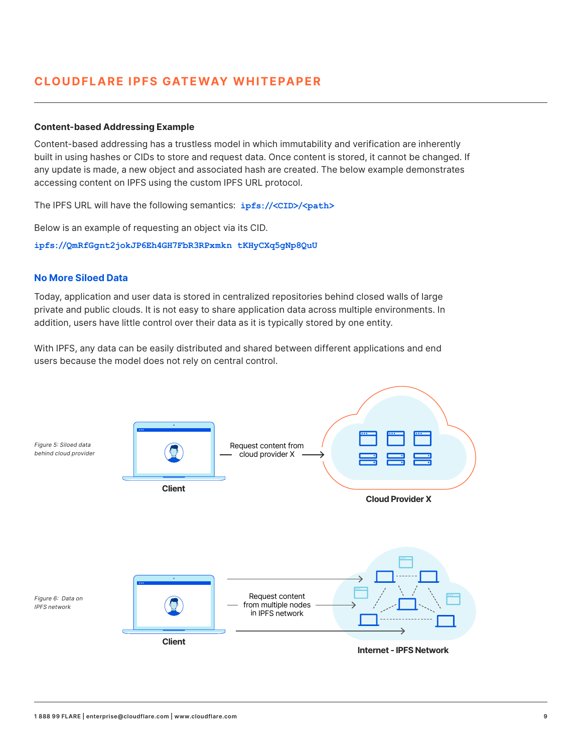### Content-based Addressing Example

Content-based addressing has a trustless model in which immutability and verification are inherently built in using hashes or CIDs to store and request data. Once content is stored, it cannot be changed. If any update is made, a new object and associated hash are created. The below example demonstrates accessing content on IPFS using the custom IPFS URL protocol.

The IPFS URL will have the following semantics: `ipfs://<CID>/<path>`

Below is an example of requesting an object via its CID.

`ipfs://QmRfGgnt2jokJP6Eh4GH7FbR3RPxmkn tKHyCXq5gNp8QuU`

## No More Siloed Data

Today, application and user data is stored in centralized repositories behind closed walls of large private and public clouds. It is not easy to share application data across multiple environments. In addition, users have little control over their data as it is typically stored by one entity.

With IPFS, any data can be easily distributed and shared between different applications and end users because the model does not rely on central control.

*Figure 5: Siloed data behind cloud provider*

Client — Request content from cloud provider X → Cloud Provider X

*Figure 6: Data on IPFS network*

Client — Request content from multiple nodes in IPFS network → Internet - IPFS Network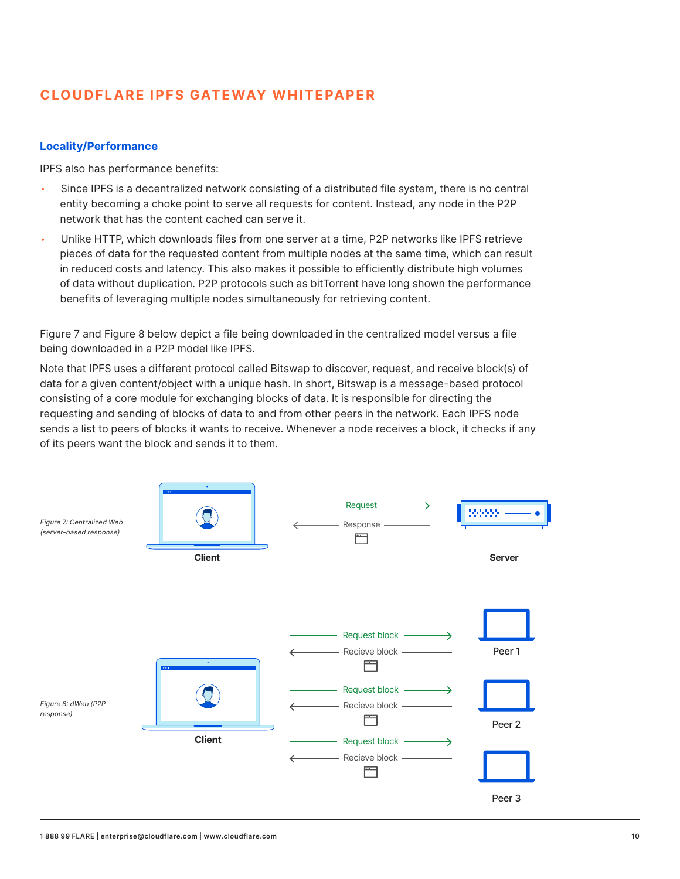### Locality/Performance

IPFS also has performance benefits:

- Since IPFS is a decentralized network consisting of a distributed file system, there is no central entity becoming a choke point to serve all requests for content. Instead, any node in the P2P network that has the content cached can serve it.
- Unlike HTTP, which downloads files from one server at a time, P2P networks like IPFS retrieve pieces of data for the requested content from multiple nodes at the same time, which can result in reduced costs and latency. This also makes it possible to efficiently distribute high volumes of data without duplication. P2P protocols such as bitTorrent have long shown the performance benefits of leveraging multiple nodes simultaneously for retrieving content.

Figure 7 and Figure 8 below depict a file being downloaded in the centralized model versus a file being downloaded in a P2P model like IPFS.

Note that IPFS uses a different protocol called Bitswap to discover, request, and receive block(s) of data for a given content/object with a unique hash. In short, Bitswap is a message-based protocol consisting of a core module for exchanging blocks of data. It is responsible for directing the requesting and sending of blocks of data to and from other peers in the network. Each IPFS node sends a list to peers of blocks it wants to receive. Whenever a node receives a block, it checks if any of its peers want the block and sends it to them.

*Figure 7: Centralized Web (server-based response)*

Client — Request → Server; Server — Response → Client

*Figure 8: dWeb (P2P response)*

Client — Request block → Peer 1; Peer 1 — Recieve block → Client

Client — Request block → Peer 2; Peer 2 — Recieve block → Client

Client — Request block → Peer 3; Peer 3 — Recieve block → Client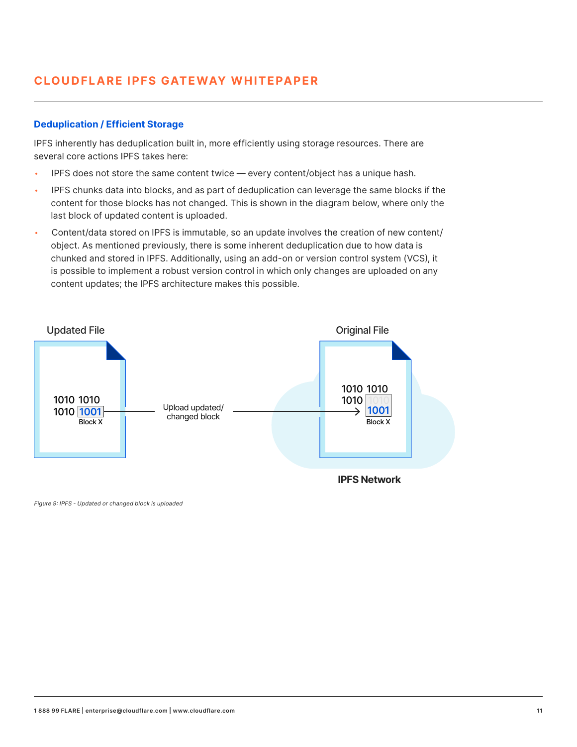## Deduplication / Efficient Storage

IPFS inherently has deduplication built in, more efficiently using storage resources. There are several core actions IPFS takes here:

- IPFS does not store the same content twice — every content/object has a unique hash.
- IPFS chunks data into blocks, and as part of deduplication can leverage the same blocks if the content for those blocks has not changed. This is shown in the diagram below, where only the last block of updated content is uploaded.
- Content/data stored on IPFS is immutable, so an update involves the creation of new content/object. As mentioned previously, there is some inherent deduplication due to how data is chunked and stored in IPFS. Additionally, using an add-on or version control system (VCS), it is possible to implement a robust version control in which only changes are uploaded on any content updates; the IPFS architecture makes this possible.

Updated File

1010 1010
1010 1001
Block X

Upload updated/ changed block

Original File

1010 1010
1010 1010 1001
Block X

IPFS Network

*Figure 9: IPFS - Updated or changed block is uploaded*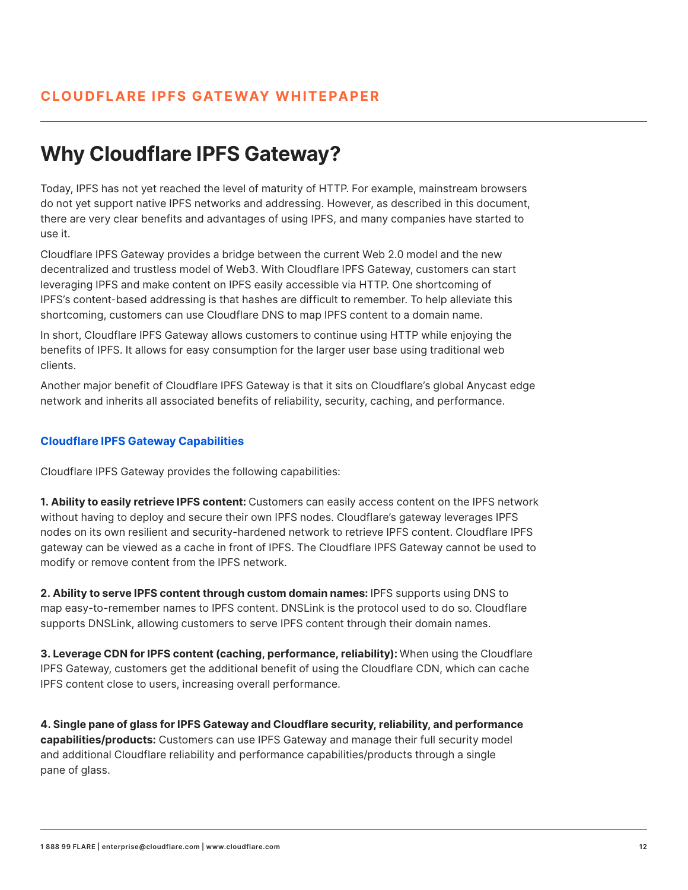# Why Cloudflare IPFS Gateway?

Today, IPFS has not yet reached the level of maturity of HTTP. For example, mainstream browsers do not yet support native IPFS networks and addressing. However, as described in this document, there are very clear benefits and advantages of using IPFS, and many companies have started to use it.

Cloudflare IPFS Gateway provides a bridge between the current Web 2.0 model and the new decentralized and trustless model of Web3. With Cloudflare IPFS Gateway, customers can start leveraging IPFS and make content on IPFS easily accessible via HTTP. One shortcoming of IPFS's content-based addressing is that hashes are difficult to remember. To help alleviate this shortcoming, customers can use Cloudflare DNS to map IPFS content to a domain name.

In short, Cloudflare IPFS Gateway allows customers to continue using HTTP while enjoying the benefits of IPFS. It allows for easy consumption for the larger user base using traditional web clients.

Another major benefit of Cloudflare IPFS Gateway is that it sits on Cloudflare's global Anycast edge network and inherits all associated benefits of reliability, security, caching, and performance.

### Cloudflare IPFS Gateway Capabilities

Cloudflare IPFS Gateway provides the following capabilities:

**1. Ability to easily retrieve IPFS content:** Customers can easily access content on the IPFS network without having to deploy and secure their own IPFS nodes. Cloudflare's gateway leverages IPFS nodes on its own resilient and security-hardened network to retrieve IPFS content. Cloudflare IPFS gateway can be viewed as a cache in front of IPFS. The Cloudflare IPFS Gateway cannot be used to modify or remove content from the IPFS network.

**2. Ability to serve IPFS content through custom domain names:** IPFS supports using DNS to map easy-to-remember names to IPFS content. DNSLink is the protocol used to do so. Cloudflare supports DNSLink, allowing customers to serve IPFS content through their domain names.

**3. Leverage CDN for IPFS content (caching, performance, reliability):** When using the Cloudflare IPFS Gateway, customers get the additional benefit of using the Cloudflare CDN, which can cache IPFS content close to users, increasing overall performance.

**4. Single pane of glass for IPFS Gateway and Cloudflare security, reliability, and performance capabilities/products:** Customers can use IPFS Gateway and manage their full security model and additional Cloudflare reliability and performance capabilities/products through a single pane of glass.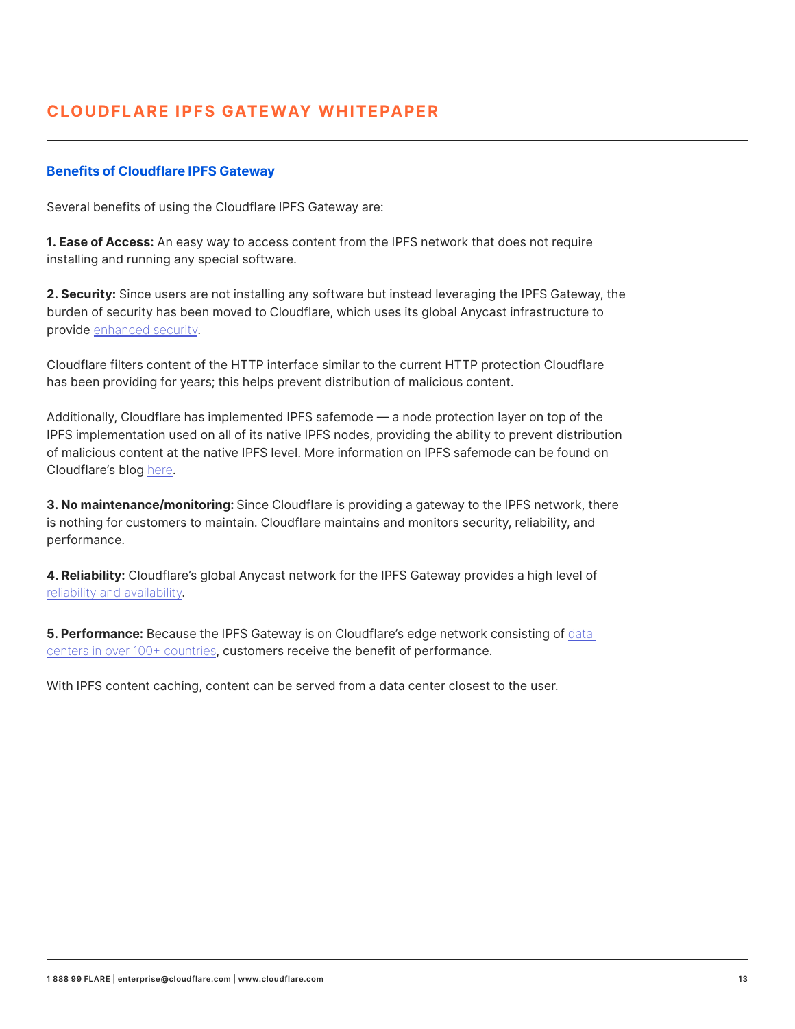## Benefits of Cloudflare IPFS Gateway

Several benefits of using the Cloudflare IPFS Gateway are:

**1. Ease of Access:** An easy way to access content from the IPFS network that does not require installing and running any special software.

**2. Security:** Since users are not installing any software but instead leveraging the IPFS Gateway, the burden of security has been moved to Cloudflare, which uses its global Anycast infrastructure to provide enhanced security.

Cloudflare filters content of the HTTP interface similar to the current HTTP protection Cloudflare has been providing for years; this helps prevent distribution of malicious content.

Additionally, Cloudflare has implemented IPFS safemode — a node protection layer on top of the IPFS implementation used on all of its native IPFS nodes, providing the ability to prevent distribution of malicious content at the native IPFS level. More information on IPFS safemode can be found on Cloudflare's blog here.

**3. No maintenance/monitoring:** Since Cloudflare is providing a gateway to the IPFS network, there is nothing for customers to maintain. Cloudflare maintains and monitors security, reliability, and performance.

**4. Reliability:** Cloudflare's global Anycast network for the IPFS Gateway provides a high level of reliability and availability.

**5. Performance:** Because the IPFS Gateway is on Cloudflare's edge network consisting of data centers in over 100+ countries, customers receive the benefit of performance.

With IPFS content caching, content can be served from a data center closest to the user.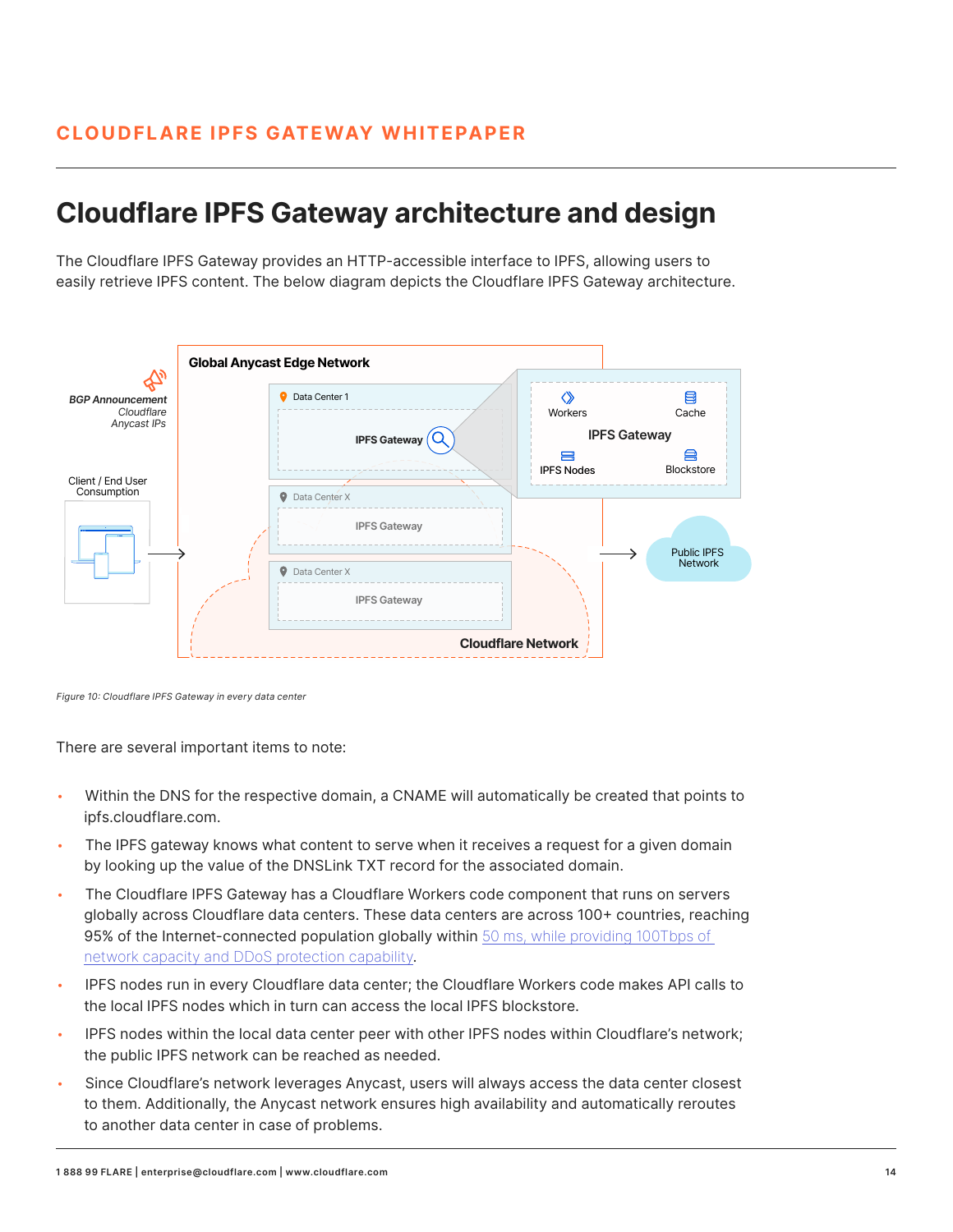## Cloudflare IPFS Gateway architecture and design

The Cloudflare IPFS Gateway provides an HTTP-accessible interface to IPFS, allowing users to easily retrieve IPFS content. The below diagram depicts the Cloudflare IPFS Gateway architecture.

*Figure 10: Cloudflare IPFS Gateway in every data center*

There are several important items to note:

- Within the DNS for the respective domain, a CNAME will automatically be created that points to ipfs.cloudflare.com.
- The IPFS gateway knows what content to serve when it receives a request for a given domain by looking up the value of the DNSLink TXT record for the associated domain.
- The Cloudflare IPFS Gateway has a Cloudflare Workers code component that runs on servers globally across Cloudflare data centers. These data centers are across 100+ countries, reaching 95% of the Internet-connected population globally within 50 ms, while providing 100Tbps of network capacity and DDoS protection capability.
- IPFS nodes run in every Cloudflare data center; the Cloudflare Workers code makes API calls to the local IPFS nodes which in turn can access the local IPFS blockstore.
- IPFS nodes within the local data center peer with other IPFS nodes within Cloudflare's network; the public IPFS network can be reached as needed.
- Since Cloudflare's network leverages Anycast, users will always access the data center closest to them. Additionally, the Anycast network ensures high availability and automatically reroutes to another data center in case of problems.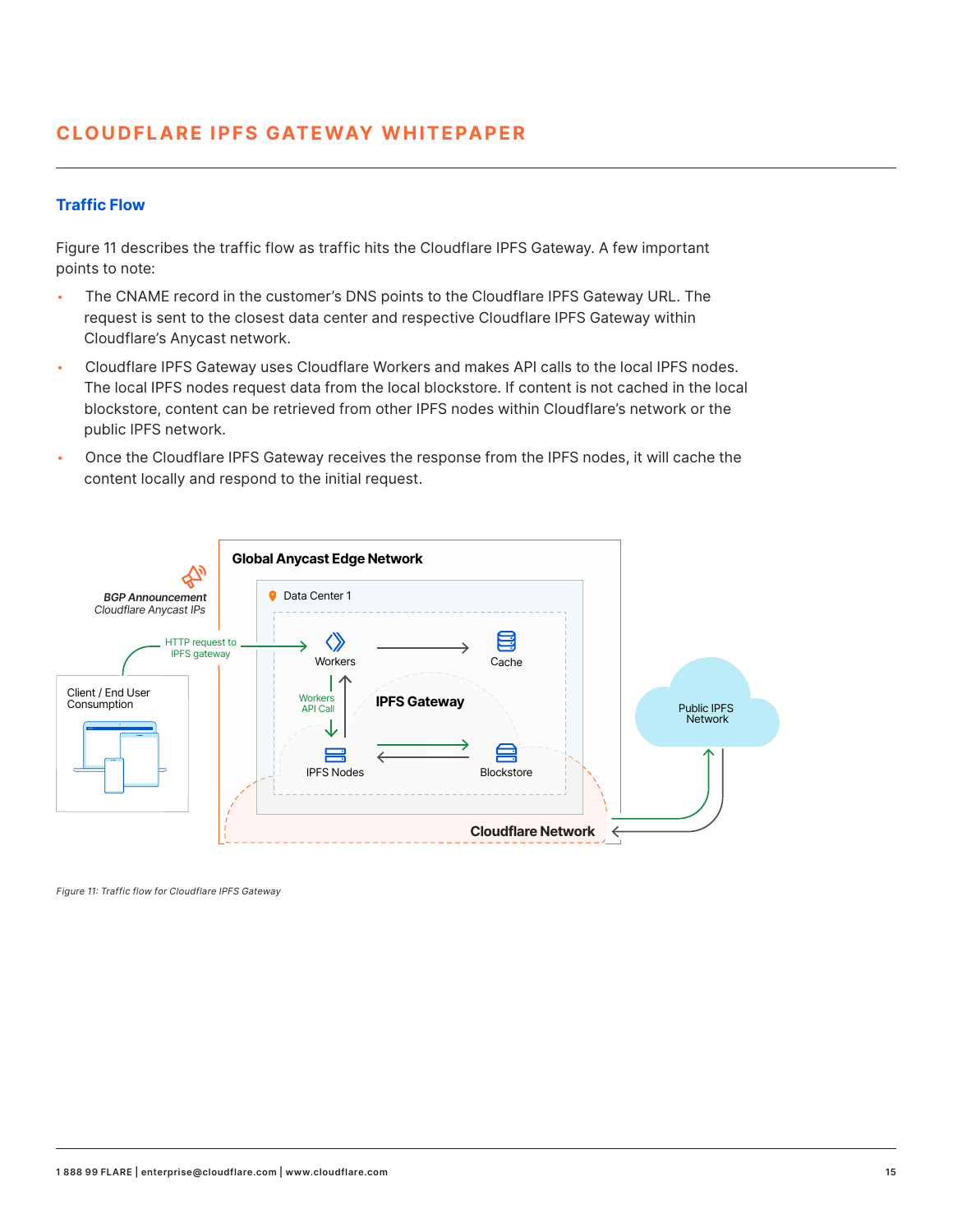## Traffic Flow

Figure 11 describes the traffic flow as traffic hits the Cloudflare IPFS Gateway. A few important points to note:

- The CNAME record in the customer's DNS points to the Cloudflare IPFS Gateway URL. The request is sent to the closest data center and respective Cloudflare IPFS Gateway within Cloudflare's Anycast network.
- Cloudflare IPFS Gateway uses Cloudflare Workers and makes API calls to the local IPFS nodes. The local IPFS nodes request data from the local blockstore. If content is not cached in the local blockstore, content can be retrieved from other IPFS nodes within Cloudflare's network or the public IPFS network.
- Once the Cloudflare IPFS Gateway receives the response from the IPFS nodes, it will cache the content locally and respond to the initial request.

*Figure 11: Traffic flow for Cloudflare IPFS Gateway*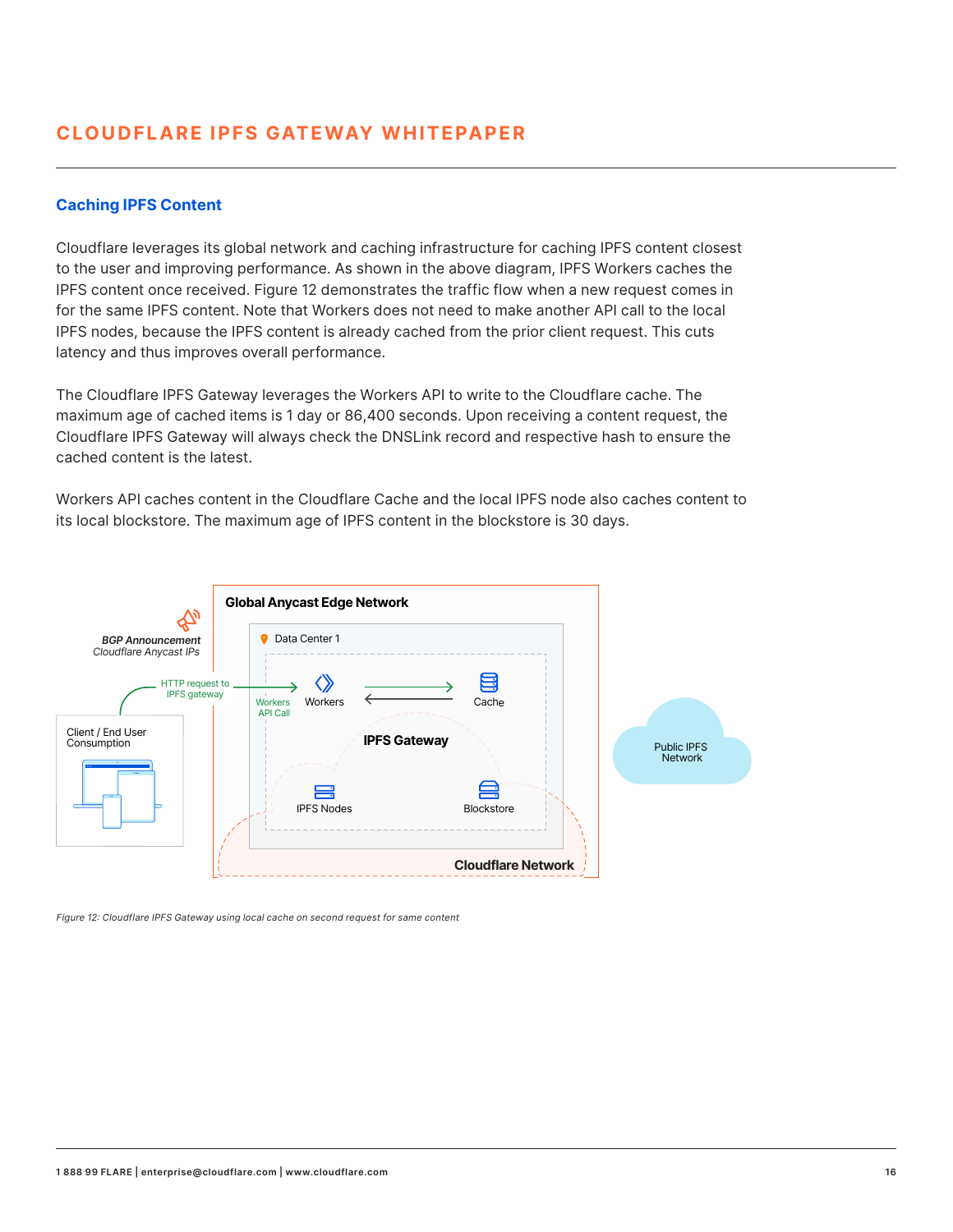## Caching IPFS Content

Cloudflare leverages its global network and caching infrastructure for caching IPFS content closest to the user and improving performance. As shown in the above diagram, IPFS Workers caches the IPFS content once received. Figure 12 demonstrates the traffic flow when a new request comes in for the same IPFS content. Note that Workers does not need to make another API call to the local IPFS nodes, because the IPFS content is already cached from the prior client request. This cuts latency and thus improves overall performance.

The Cloudflare IPFS Gateway leverages the Workers API to write to the Cloudflare cache. The maximum age of cached items is 1 day or 86,400 seconds. Upon receiving a content request, the Cloudflare IPFS Gateway will always check the DNSLink record and respective hash to ensure the cached content is the latest.

Workers API caches content in the Cloudflare Cache and the local IPFS node also caches content to its local blockstore. The maximum age of IPFS content in the blockstore is 30 days.

*Figure 12: Cloudflare IPFS Gateway using local cache on second request for same content*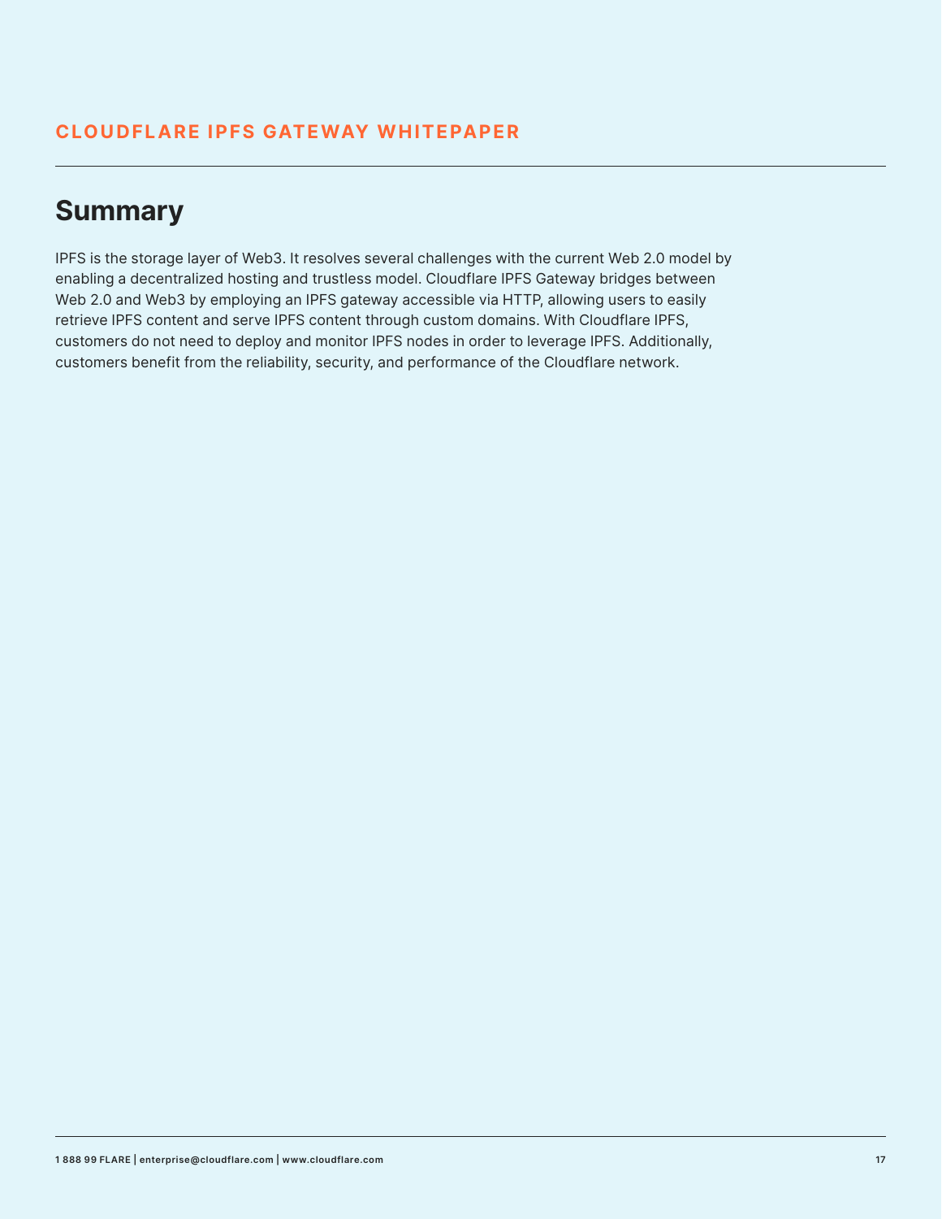## Summary

IPFS is the storage layer of Web3. It resolves several challenges with the current Web 2.0 model by enabling a decentralized hosting and trustless model. Cloudflare IPFS Gateway bridges between Web 2.0 and Web3 by employing an IPFS gateway accessible via HTTP, allowing users to easily retrieve IPFS content and serve IPFS content through custom domains. With Cloudflare IPFS, customers do not need to deploy and monitor IPFS nodes in order to leverage IPFS. Additionally, customers benefit from the reliability, security, and performance of the Cloudflare network.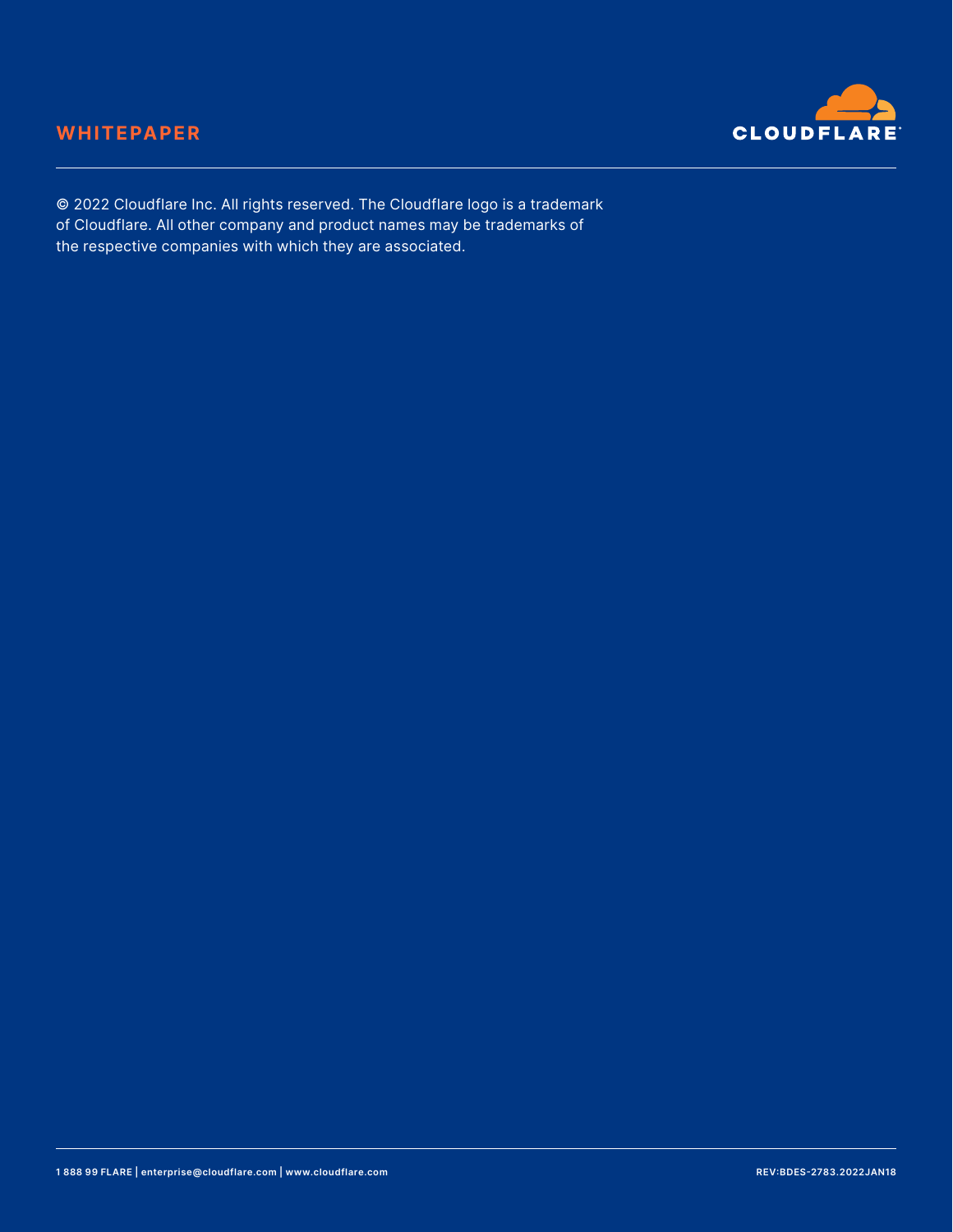WHITEPAPER

© 2022 Cloudflare Inc. All rights reserved. The Cloudflare logo is a trademark of Cloudflare. All other company and product names may be trademarks of the respective companies with which they are associated.

1 888 99 FLARE | enterprise@cloudflare.com | www.cloudflare.com

REV:BDES-2783.2022JAN18